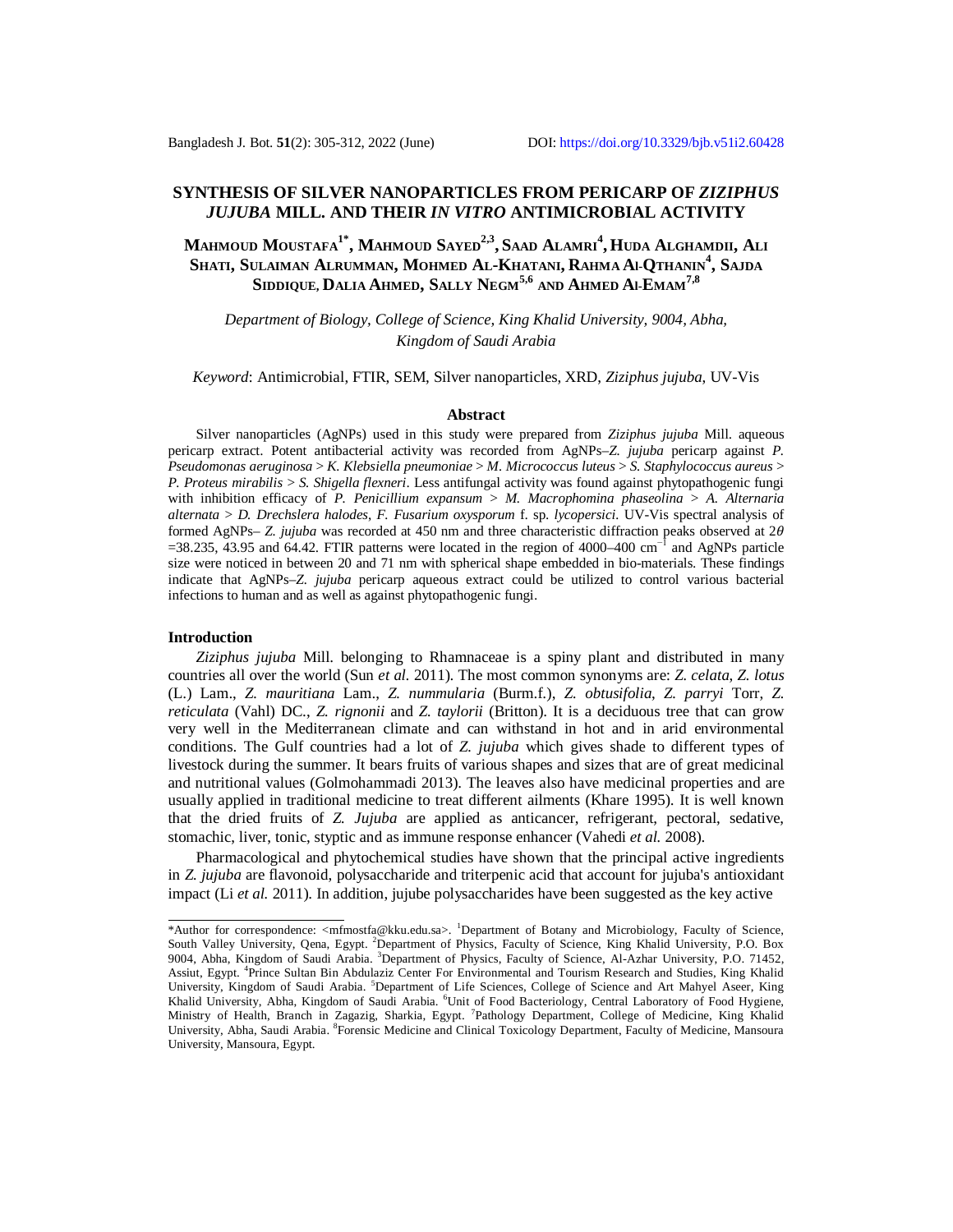# SYNTHESIS OF SILVER NANOPARTICLES FROM PERICARP OF *ZIZIPHUS JUJUBA* MILL. AND THEIR *IN VITRO* ANTIMICROBIAL ACTIVITY

**Mahmoud Moustafa[1*], Mahmoud Sayed[2,3], Saad Alamri[4], Huda Alghamdii, Ali Shati, Sulaiman Alrumman, Mohmed Al-Khatani, Rahma Al-Qthanin[4], Sajda Siddique, Dalia Ahmed, Sally Negm[5,6] and Ahmed Al-Emam[7,8]**

*Department of Biology, College of Science, King Khalid University, 9004, Abha, Kingdom of Saudi Arabia*

*Keyword*: Antimicrobial, FTIR, SEM, Silver nanoparticles, XRD, *Ziziphus jujuba*, UV-Vis

## Abstract

Silver nanoparticles (AgNPs) used in this study were prepared from *Ziziphus jujuba* Mill. aqueous pericarp extract. Potent antibacterial activity was recorded from AgNPs–*Z. jujuba* pericarp against *P. Pseudomonas aeruginosa* > *K. Klebsiella pneumoniae* > *M. Micrococcus luteus* > *S. Staphylococcus aureus* > *P. Proteus mirabilis* > *S. Shigella flexneri*. Less antifungal activity was found against phytopathogenic fungi with inhibition efficacy of *P. Penicillium expansum* > *M. Macrophomina phaseolina* > *A. Alternaria alternata* > *D. Drechslera halodes*, *F. Fusarium oxysporum* f. sp. *lycopersici*. UV-Vis spectral analysis of formed AgNPs– *Z. jujuba* was recorded at 450 nm and three characteristic diffraction peaks observed at $2\theta$ =38.235, 43.95 and 64.42. FTIR patterns were located in the region of 4000–400 $cm^{-1}$ and AgNPs particle size were noticed in between 20 and 71 nm with spherical shape embedded in bio-materials. These findings indicate that AgNPs–*Z. jujuba* pericarp aqueous extract could be utilized to control various bacterial infections to human and as well as against phytopathogenic fungi.

## Introduction

*Ziziphus jujuba* Mill. belonging to Rhamnaceae is a spiny plant and distributed in many countries all over the world (Sun *et al.* 2011). The most common synonyms are: *Z. celata*, *Z. lotus* (L.) Lam., *Z. mauritiana* Lam., *Z. nummularia* (Burm.f.), *Z. obtusifolia*, *Z. parryi* Torr, *Z. reticulata* (Vahl) DC., *Z. rignonii* and *Z. taylorii* (Britton). It is a deciduous tree that can grow very well in the Mediterranean climate and can withstand in hot and in arid environmental conditions. The Gulf countries had a lot of *Z. jujuba* which gives shade to different types of livestock during the summer. It bears fruits of various shapes and sizes that are of great medicinal and nutritional values (Golmohammadi 2013). The leaves also have medicinal properties and are usually applied in traditional medicine to treat different ailments (Khare 1995). It is well known that the dried fruits of *Z. Jujuba* are applied as anticancer, refrigerant, pectoral, sedative, stomachic, liver, tonic, styptic and as immune response enhancer (Vahedi *et al.* 2008).

Pharmacological and phytochemical studies have shown that the principal active ingredients in *Z. jujuba* are flavonoid, polysaccharide and triterpenic acid that account for jujuba's antioxidant impact (Li *et al.* 2011). In addition, jujube polysaccharides have been suggested as the key active

---

*Author for correspondence: <mfmostfa@kku.edu.sa>. [1]Department of Botany and Microbiology, Faculty of Science, South Valley University, Qena, Egypt. [2]Department of Physics, Faculty of Science, King Khalid University, P.O. Box 9004, Abha, Kingdom of Saudi Arabia. [3]Department of Physics, Faculty of Science, Al-Azhar University, P.O. 71452, Assiut, Egypt. [4]Prince Sultan Bin Abdulaziz Center For Environmental and Tourism Research and Studies, King Khalid University, Kingdom of Saudi Arabia. [5]Department of Life Sciences, College of Science and Art Mahyel Aseer, King Khalid University, Abha, Kingdom of Saudi Arabia. [6]Unit of Food Bacteriology, Central Laboratory of Food Hygiene, Ministry of Health, Branch in Zagazig, Sharkia, Egypt. [7]Pathology Department, College of Medicine, King Khalid University, Abha, Saudi Arabia. [8]Forensic Medicine and Clinical Toxicology Department, Faculty of Medicine, Mansoura University, Mansoura, Egypt.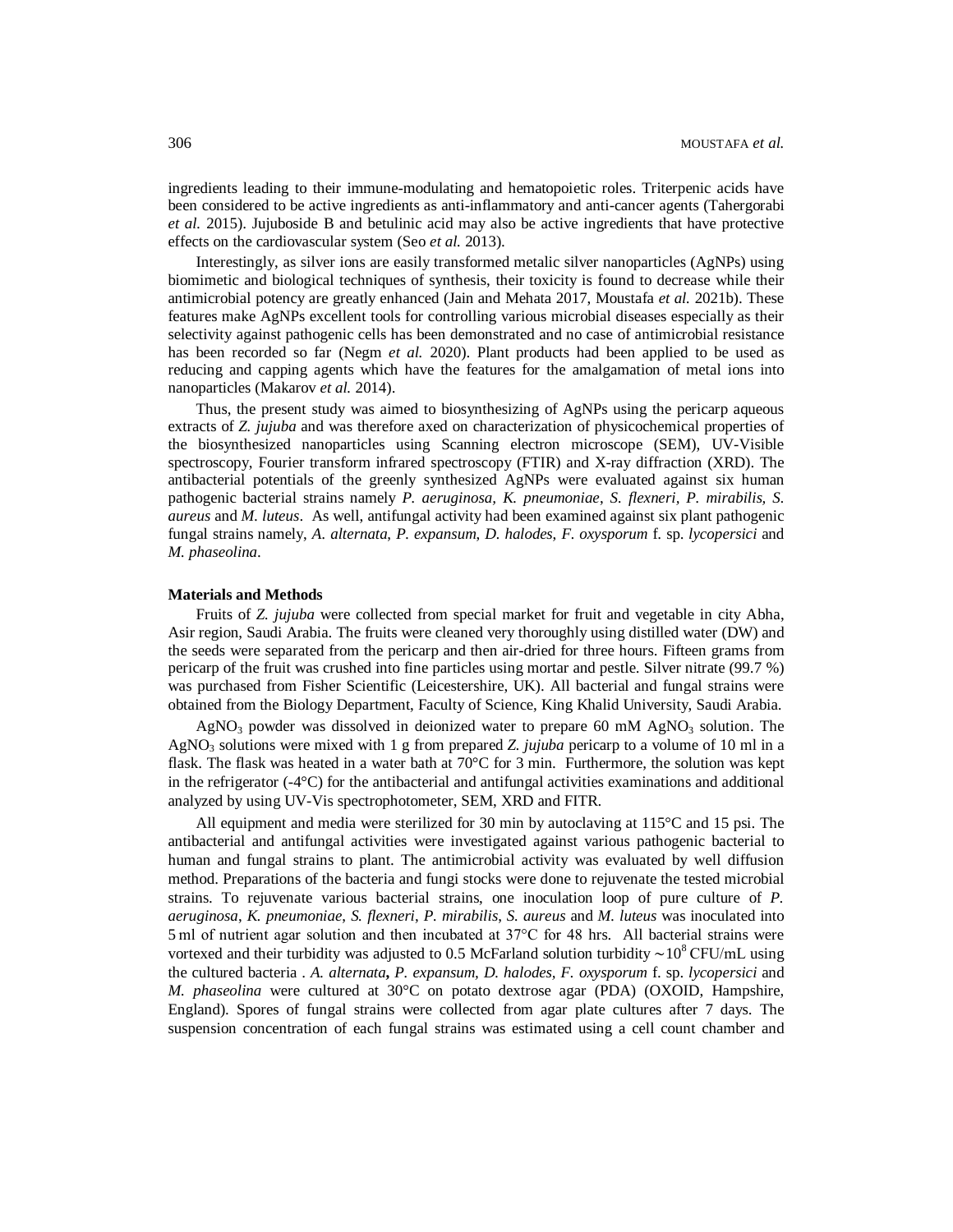ingredients leading to their immune-modulating and hematopoietic roles. Triterpenic acids have been considered to be active ingredients as anti-inflammatory and anti-cancer agents (Tahergorabi *et al.* 2015). Jujuboside B and betulinic acid may also be active ingredients that have protective effects on the cardiovascular system (Seo *et al.* 2013).

Interestingly, as silver ions are easily transformed metalic silver nanoparticles (AgNPs) using biomimetic and biological techniques of synthesis, their toxicity is found to decrease while their antimicrobial potency are greatly enhanced (Jain and Mehata 2017, Moustafa *et al.* 2021b). These features make AgNPs excellent tools for controlling various microbial diseases especially as their selectivity against pathogenic cells has been demonstrated and no case of antimicrobial resistance has been recorded so far (Negm *et al.* 2020). Plant products had been applied to be used as reducing and capping agents which have the features for the amalgamation of metal ions into nanoparticles (Makarov *et al.* 2014).

Thus, the present study was aimed to biosynthesizing of AgNPs using the pericarp aqueous extracts of *Z. jujuba* and was therefore axed on characterization of physicochemical properties of the biosynthesized nanoparticles using Scanning electron microscope (SEM), UV-Visible spectroscopy, Fourier transform infrared spectroscopy (FTIR) and X-ray diffraction (XRD). The antibacterial potentials of the greenly synthesized AgNPs were evaluated against six human pathogenic bacterial strains namely *P. aeruginosa, K. pneumoniae*, *S. flexneri*, *P. mirabilis, S. aureus* and *M. luteus*. As well, antifungal activity had been examined against six plant pathogenic fungal strains namely, *A. alternata*, *P. expansum*, *D. halodes*, *F. oxysporum* f. sp. *lycopersici* and *M. phaseolina*.

**Materials and Methods**

Fruits of *Z. jujuba* were collected from special market for fruit and vegetable in city Abha, Asir region, Saudi Arabia. The fruits were cleaned very thoroughly using distilled water (DW) and the seeds were separated from the pericarp and then air-dried for three hours. Fifteen grams from pericarp of the fruit was crushed into fine particles using mortar and pestle. Silver nitrate (99.7 %) was purchased from Fisher Scientific (Leicestershire, UK). All bacterial and fungal strains were obtained from the Biology Department, Faculty of Science, King Khalid University, Saudi Arabia.

$AgNO_3$ powder was dissolved in deionized water to prepare 60 mM $AgNO_3$ solution. The $AgNO_3$ solutions were mixed with 1 g from prepared *Z. jujuba* pericarp to a volume of 10 ml in a flask. The flask was heated in a water bath at 70°C for 3 min. Furthermore, the solution was kept in the refrigerator (-4°C) for the antibacterial and antifungal activities examinations and additional analyzed by using UV-Vis spectrophotometer, SEM, XRD and FITR.

All equipment and media were sterilized for 30 min by autoclaving at 115°C and 15 psi. The antibacterial and antifungal activities were investigated against various pathogenic bacterial to human and fungal strains to plant. The antimicrobial activity was evaluated by well diffusion method. Preparations of the bacteria and fungi stocks were done to rejuvenate the tested microbial strains. To rejuvenate various bacterial strains, one inoculation loop of pure culture of *P. aeruginosa*, *K. pneumoniae*, *S. flexneri*, *P. mirabilis*, *S. aureus* and *M. luteus* was inoculated into 5 ml of nutrient agar solution and then incubated at 37°C for 48 hrs. All bacterial strains were vortexed and their turbidity was adjusted to 0.5 McFarland solution turbidity $\sim 10^8$ CFU/mL using the cultured bacteria . *A. alternata***,** *P. expansum, D. halodes, F. oxysporum* f. sp. *lycopersici* and *M. phaseolina* were cultured at 30°C on potato dextrose agar (PDA) (OXOID, Hampshire, England). Spores of fungal strains were collected from agar plate cultures after 7 days. The suspension concentration of each fungal strains was estimated using a cell count chamber and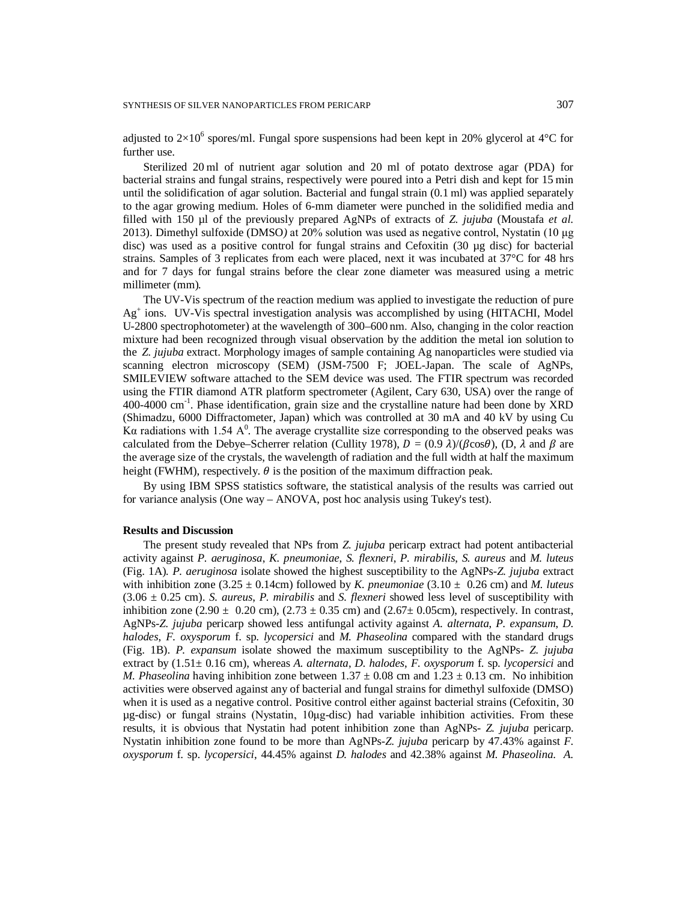adjusted to $2\times10^6$ spores/ml. Fungal spore suspensions had been kept in 20% glycerol at 4°C for further use.

Sterilized 20 ml of nutrient agar solution and 20 ml of potato dextrose agar (PDA) for bacterial strains and fungal strains, respectively were poured into a Petri dish and kept for 15 min until the solidification of agar solution. Bacterial and fungal strain (0.1 ml) was applied separately to the agar growing medium. Holes of 6-mm diameter were punched in the solidified media and filled with 150 µl of the previously prepared AgNPs of extracts of *Z. jujuba* (Moustafa *et al.* 2013). Dimethyl sulfoxide (DMSO*)* at 20% solution was used as negative control, Nystatin (10 µg disc) was used as a positive control for fungal strains and Cefoxitin (30 µg disc) for bacterial strains. Samples of 3 replicates from each were placed, next it was incubated at 37°C for 48 hrs and for 7 days for fungal strains before the clear zone diameter was measured using a metric millimeter (mm).

The UV-Vis spectrum of the reaction medium was applied to investigate the reduction of pure $Ag^+$ ions. UV-Vis spectral investigation analysis was accomplished by using (HITACHI, Model U-2800 spectrophotometer) at the wavelength of 300–600 nm. Also, changing in the color reaction mixture had been recognized through visual observation by the addition the metal ion solution to the *Z. jujuba* extract. Morphology images of sample containing Ag nanoparticles were studied via scanning electron microscopy (SEM) (JSM-7500 F; JOEL-Japan. The scale of AgNPs, SMILEVIEW software attached to the SEM device was used. The FTIR spectrum was recorded using the FTIR diamond ATR platform spectrometer (Agilent, Cary 630, USA) over the range of 400-4000 $cm^{-1}$. Phase identification, grain size and the crystalline nature had been done by XRD (Shimadzu, 6000 Diffractometer, Japan) which was controlled at 30 mA and 40 kV by using Cu Kα radiations with 1.54 $A^0$. The average crystallite size corresponding to the observed peaks was calculated from the Debye–Scherrer relation (Cullity 1978), $D = (0.9\,\lambda)/(\beta\cos\theta)$, (D, $\lambda$ and $\beta$ are the average size of the crystals, the wavelength of radiation and the full width at half the maximum height (FWHM), respectively. $\theta$ is the position of the maximum diffraction peak.

By using IBM SPSS statistics software, the statistical analysis of the results was carried out for variance analysis (One way – ANOVA, post hoc analysis using Tukey's test).

## Results and Discussion

The present study revealed that NPs from *Z. jujuba* pericarp extract had potent antibacterial activity against *P. aeruginosa*, *K. pneumoniae*, *S. flexneri*, *P. mirabilis*, *S. aureus* and *M. luteus* (Fig. 1A). *P. aeruginosa* isolate showed the highest susceptibility to the AgNPs-*Z. jujuba* extract with inhibition zone (3.25 ± 0.14cm) followed by *K. pneumoniae* (3.10 ± 0.26 cm) and *M. luteus* (3.06 ± 0.25 cm). *S. aureus*, *P. mirabilis* and *S. flexneri* showed less level of susceptibility with inhibition zone (2.90 ± 0.20 cm), (2.73 ± 0.35 cm) and (2.67± 0.05cm), respectively. In contrast, AgNPs-*Z. jujuba* pericarp showed less antifungal activity against *A. alternata*, *P. expansum*, *D. halodes*, *F. oxysporum* f. sp. *lycopersici* and *M. Phaseolina* compared with the standard drugs (Fig. 1B). *P. expansum* isolate showed the maximum susceptibility to the AgNPs- *Z. jujuba* extract by (1.51± 0.16 cm), whereas *A. alternata*, *D. halodes*, *F. oxysporum* f. sp. *lycopersici* and *M. Phaseolina* having inhibition zone between 1.37 ± 0.08 cm and 1.23 ± 0.13 cm. No inhibition activities were observed against any of bacterial and fungal strains for dimethyl sulfoxide (DMSO) when it is used as a negative control. Positive control either against bacterial strains (Cefoxitin, 30 µg-disc) or fungal strains (Nystatin, 10µg-disc) had variable inhibition activities. From these results, it is obvious that Nystatin had potent inhibition zone than AgNPs- *Z. jujuba* pericarp. Nystatin inhibition zone found to be more than AgNPs-*Z. jujuba* pericarp by 47.43% against *F. oxysporum* f. sp. *lycopersici*, 44.45% against *D. halodes* and 42.38% against *M. Phaseolina*. *A.*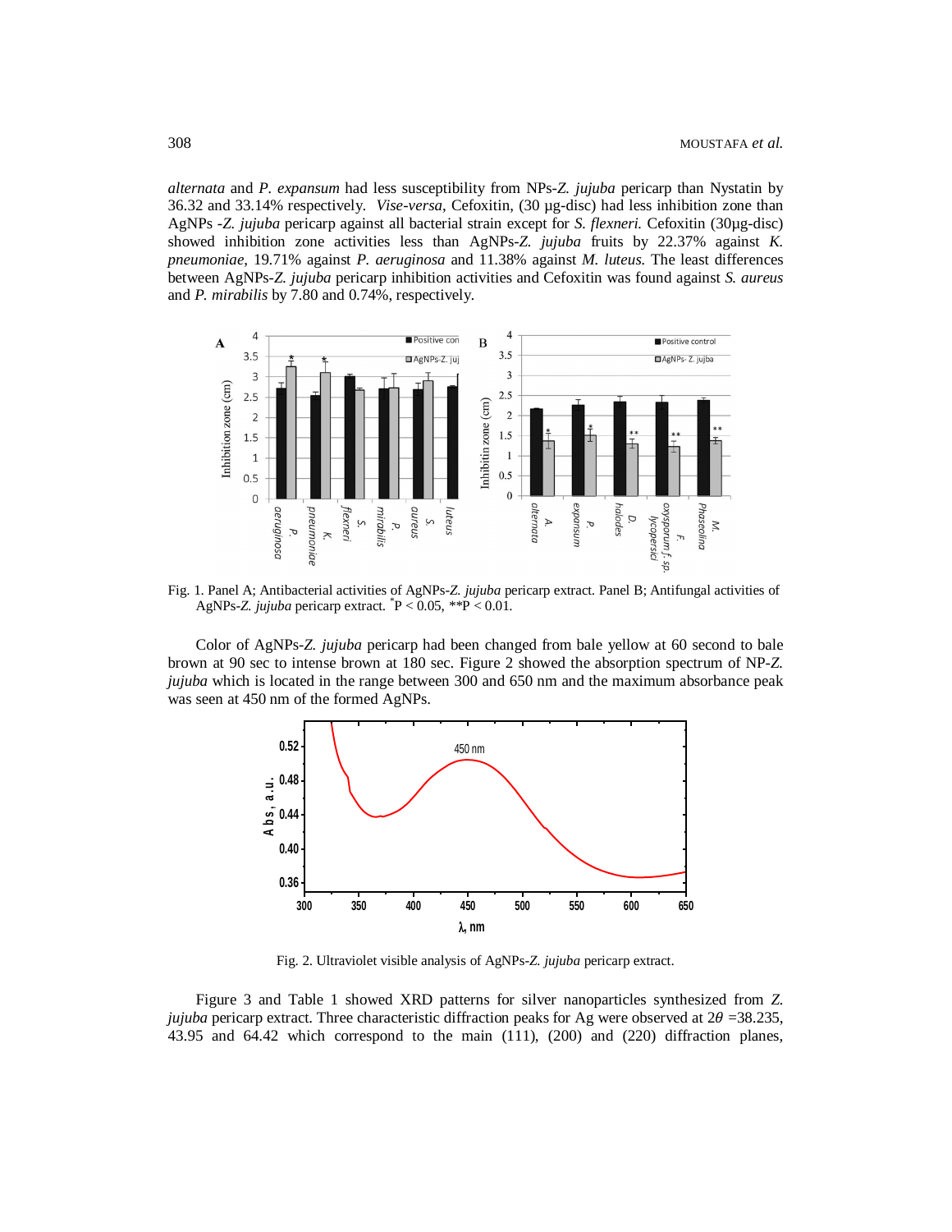*alternata* and *P. expansum* had less susceptibility from NPs-*Z. jujuba* pericarp than Nystatin by 36.32 and 33.14% respectively. *Vise-versa*, Cefoxitin, (30 µg-disc) had less inhibition zone than AgNPs -*Z. jujuba* pericarp against all bacterial strain except for *S. flexneri.* Cefoxitin (30µg-disc) showed inhibition zone activities less than AgNPs-*Z. jujuba* fruits by 22.37% against *K. pneumoniae*, 19.71% against *P. aeruginosa* and 11.38% against *M. luteus.* The least differences between AgNPs-*Z. jujuba* pericarp inhibition activities and Cefoxitin was found against *S. aureus* and *P. mirabilis* by 7.80 and 0.74%, respectively.

Fig. 1. Panel A; Antibacterial activities of AgNPs-*Z. jujuba* pericarp extract. Panel B; Antifungal activities of AgNPs-*Z. jujuba* pericarp extract. *P < 0.05, **P < 0.01.

Color of AgNPs-*Z. jujuba* pericarp had been changed from bale yellow at 60 second to bale brown at 90 sec to intense brown at 180 sec. Figure 2 showed the absorption spectrum of NP-*Z. jujuba* which is located in the range between 300 and 650 nm and the maximum absorbance peak was seen at 450 nm of the formed AgNPs.

Fig. 2. Ultraviolet visible analysis of AgNPs-*Z. jujuba* pericarp extract.

Figure 3 and Table 1 showed XRD patterns for silver nanoparticles synthesized from *Z. jujuba* pericarp extract. Three characteristic diffraction peaks for Ag were observed at $2\theta$ =38.235, 43.95 and 64.42 which correspond to the main (111), (200) and (220) diffraction planes,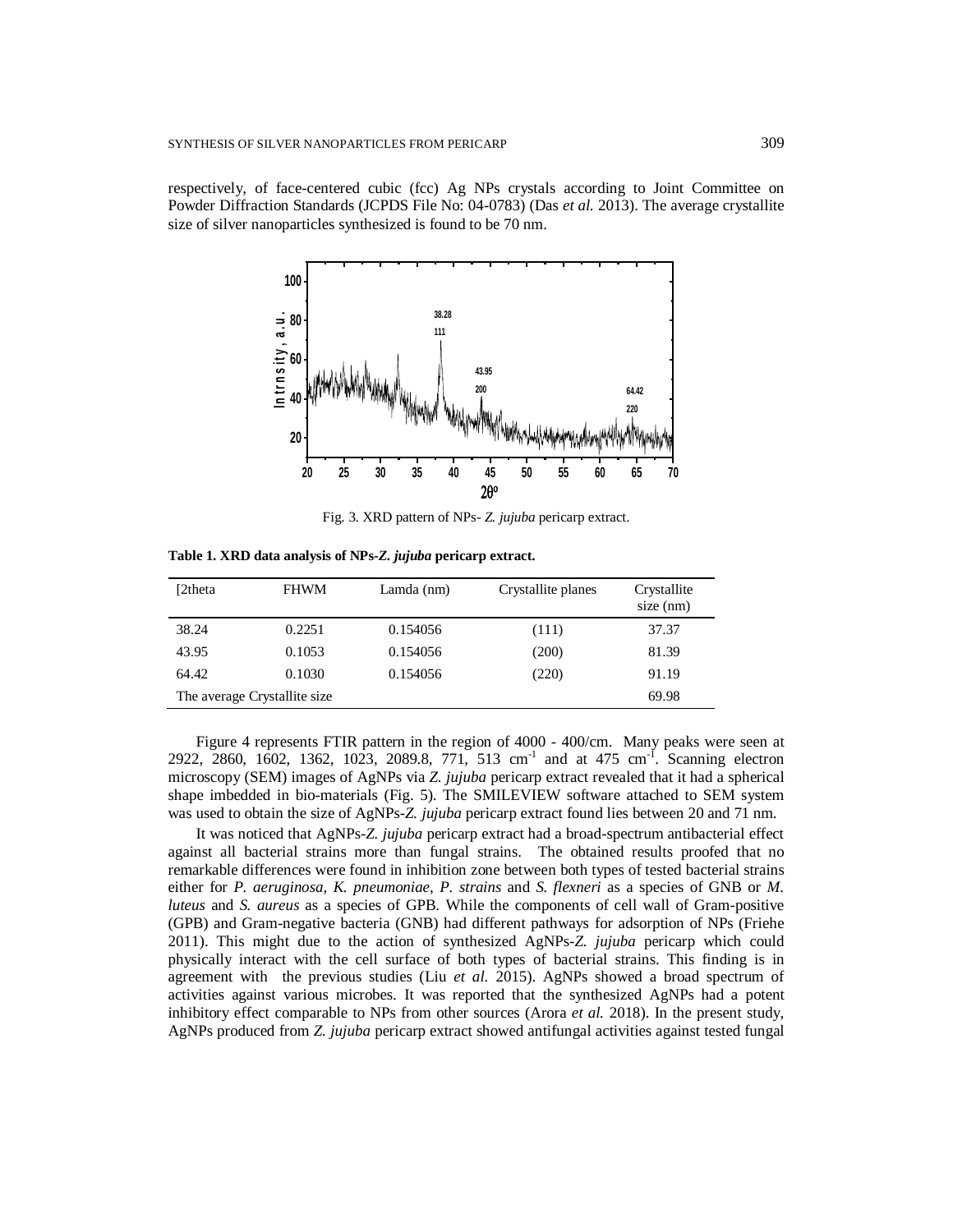respectively, of face-centered cubic (fcc) Ag NPs crystals according to Joint Committee on Powder Diffraction Standards (JCPDS File No: 04-0783) (Das *et al.* 2013). The average crystallite size of silver nanoparticles synthesized is found to be 70 nm.

Fig. 3. XRD pattern of NPs- *Z. jujuba* pericarp extract.

**Table 1. XRD data analysis of NPs-*Z. jujuba* pericarp extract.**

| [2theta | FHWM | Lamda (nm) | Crystallite planes | Crystallite size (nm) |
|---|---|---|---|---|
| 38.24 | 0.2251 | 0.154056 | (111) | 37.37 |
| 43.95 | 0.1053 | 0.154056 | (200) | 81.39 |
| 64.42 | 0.1030 | 0.154056 | (220) | 91.19 |
| The average Crystallite size | | | | 69.98 |

Figure 4 represents FTIR pattern in the region of 4000 - 400/cm. Many peaks were seen at 2922, 2860, 1602, 1362, 1023, 2089.8, 771, 513 cm$^{-1}$ and at 475 cm$^{-1}$. Scanning electron microscopy (SEM) images of AgNPs via *Z. jujuba* pericarp extract revealed that it had a spherical shape imbedded in bio-materials (Fig. 5). The SMILEVIEW software attached to SEM system was used to obtain the size of AgNPs-*Z. jujuba* pericarp extract found lies between 20 and 71 nm.

It was noticed that AgNPs-*Z. jujuba* pericarp extract had a broad-spectrum antibacterial effect against all bacterial strains more than fungal strains. The obtained results proofed that no remarkable differences were found in inhibition zone between both types of tested bacterial strains either for *P. aeruginosa*, *K. pneumoniae*, *P. strains* and *S. flexneri* as a species of GNB or *M. luteus* and *S. aureus* as a species of GPB. While the components of cell wall of Gram-positive (GPB) and Gram-negative bacteria (GNB) had different pathways for adsorption of NPs (Friehe 2011). This might due to the action of synthesized AgNPs-*Z. jujuba* pericarp which could physically interact with the cell surface of both types of bacterial strains. This finding is in agreement with the previous studies (Liu *et al.* 2015). AgNPs showed a broad spectrum of activities against various microbes. It was reported that the synthesized AgNPs had a potent inhibitory effect comparable to NPs from other sources (Arora *et al.* 2018). In the present study, AgNPs produced from *Z. jujuba* pericarp extract showed antifungal activities against tested fungal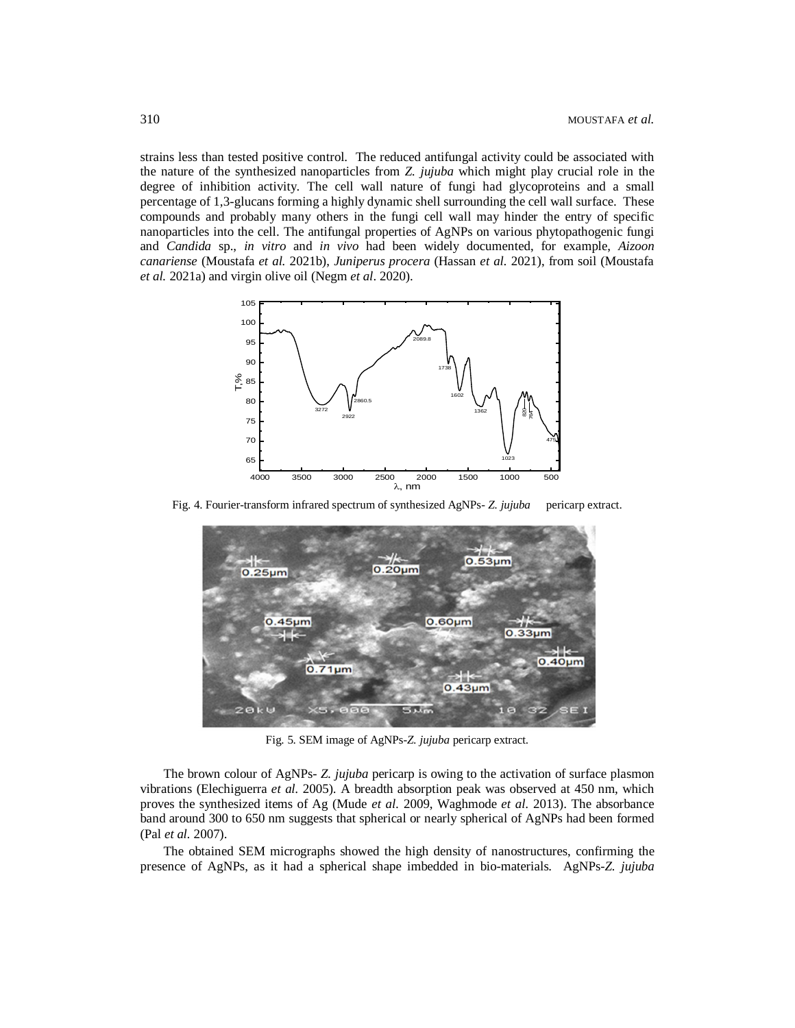strains less than tested positive control. The reduced antifungal activity could be associated with the nature of the synthesized nanoparticles from *Z. jujuba* which might play crucial role in the degree of inhibition activity. The cell wall nature of fungi had glycoproteins and a small percentage of 1,3-glucans forming a highly dynamic shell surrounding the cell wall surface. These compounds and probably many others in the fungi cell wall may hinder the entry of specific nanoparticles into the cell. The antifungal properties of AgNPs on various phytopathogenic fungi and *Candida* sp., *in vitro* and *in vivo* had been widely documented, for example, *Aizoon canariense* (Moustafa *et al.* 2021b), *Juniperus procera* (Hassan *et al.* 2021), from soil (Moustafa *et al.* 2021a) and virgin olive oil (Negm *et al*. 2020).

Fig. 4. Fourier-transform infrared spectrum of synthesized AgNPs- *Z. jujuba* pericarp extract.

Fig. 5. SEM image of AgNPs-*Z. jujuba* pericarp extract.

The brown colour of AgNPs- *Z. jujuba* pericarp is owing to the activation of surface plasmon vibrations (Elechiguerra *et al.* 2005). A breadth absorption peak was observed at 450 nm, which proves the synthesized items of Ag (Mude *et al.* 2009, Waghmode *et al.* 2013). The absorbance band around 300 to 650 nm suggests that spherical or nearly spherical of AgNPs had been formed (Pal *et al.* 2007).

The obtained SEM micrographs showed the high density of nanostructures, confirming the presence of AgNPs, as it had a spherical shape imbedded in bio-materials. AgNPs-*Z. jujuba*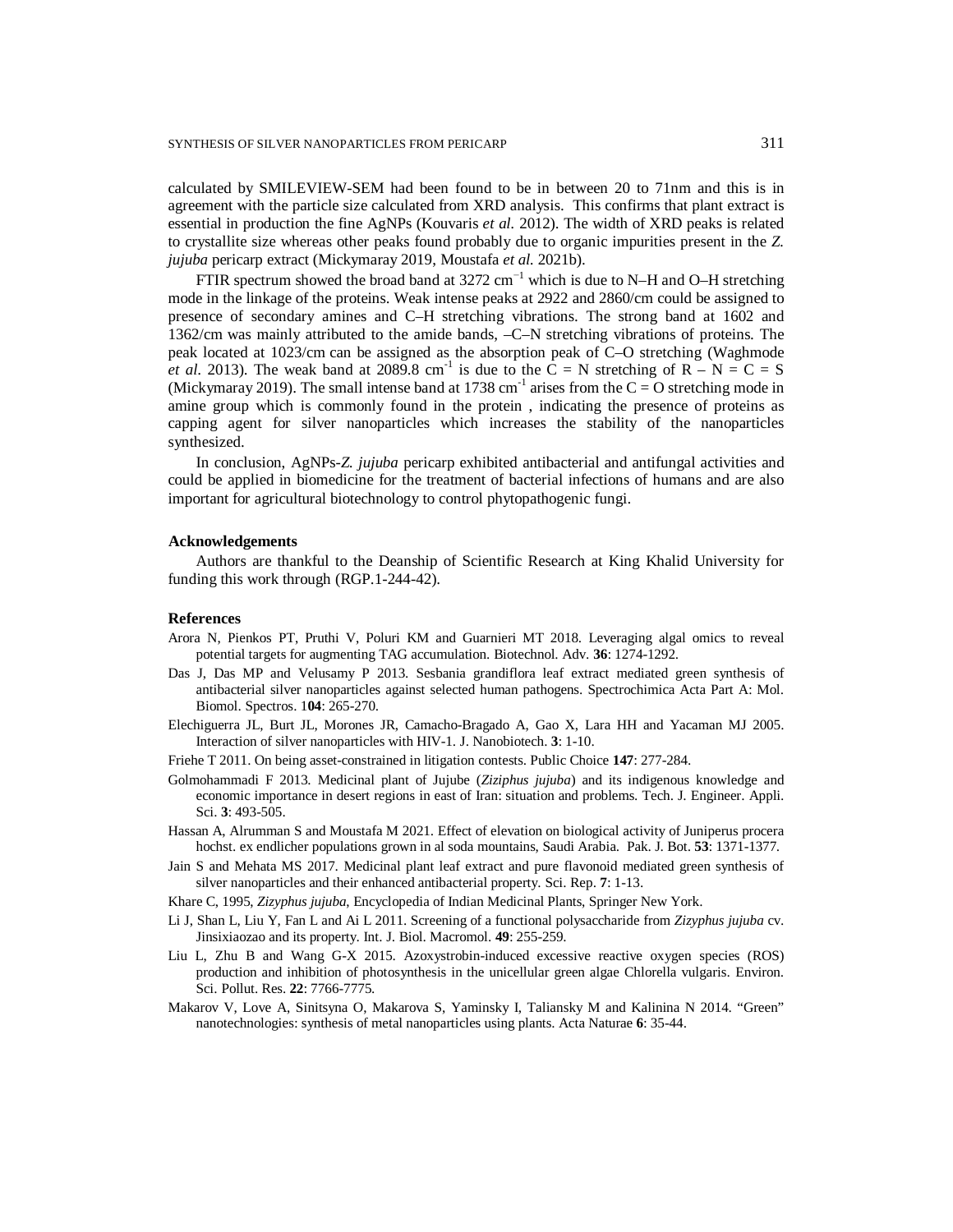calculated by SMILEVIEW-SEM had been found to be in between 20 to 71nm and this is in agreement with the particle size calculated from XRD analysis. This confirms that plant extract is essential in production the fine AgNPs (Kouvaris *et al.* 2012). The width of XRD peaks is related to crystallite size whereas other peaks found probably due to organic impurities present in the *Z. jujuba* pericarp extract (Mickymaray 2019, Moustafa *et al.* 2021b).

FTIR spectrum showed the broad band at 3272 $cm^{-1}$ which is due to N–H and O–H stretching mode in the linkage of the proteins. Weak intense peaks at 2922 and 2860/cm could be assigned to presence of secondary amines and C–H stretching vibrations. The strong band at 1602 and 1362/cm was mainly attributed to the amide bands, –C–N stretching vibrations of proteins. The peak located at 1023/cm can be assigned as the absorption peak of C–O stretching (Waghmode *et al.* 2013). The weak band at 2089.8 $cm^{-1}$ is due to the C = N stretching of R – N = C = S (Mickymaray 2019). The small intense band at 1738 $cm^{-1}$ arises from the C = O stretching mode in amine group which is commonly found in the protein , indicating the presence of proteins as capping agent for silver nanoparticles which increases the stability of the nanoparticles synthesized.

In conclusion, AgNPs-*Z. jujuba* pericarp exhibited antibacterial and antifungal activities and could be applied in biomedicine for the treatment of bacterial infections of humans and are also important for agricultural biotechnology to control phytopathogenic fungi.

## Acknowledgements

Authors are thankful to the Deanship of Scientific Research at King Khalid University for funding this work through (RGP.1-244-42).

## References

Arora N, Pienkos PT, Pruthi V, Poluri KM and Guarnieri MT 2018. Leveraging algal omics to reveal potential targets for augmenting TAG accumulation. Biotechnol. Adv. **36**: 1274-1292.

Das J, Das MP and Velusamy P 2013. Sesbania grandiflora leaf extract mediated green synthesis of antibacterial silver nanoparticles against selected human pathogens. Spectrochimica Acta Part A: Mol. Biomol. Spectros. 1**04**: 265-270.

Elechiguerra JL, Burt JL, Morones JR, Camacho-Bragado A, Gao X, Lara HH and Yacaman MJ 2005. Interaction of silver nanoparticles with HIV-1. J. Nanobiotech. **3**: 1-10.

Friehe T 2011. On being asset-constrained in litigation contests. Public Choice **147**: 277-284.

Golmohammadi F 2013. Medicinal plant of Jujube (*Ziziphus jujuba*) and its indigenous knowledge and economic importance in desert regions in east of Iran: situation and problems. Tech. J. Engineer. Appli. Sci. **3**: 493-505.

Hassan A, Alrumman S and Moustafa M 2021. Effect of elevation on biological activity of Juniperus procera hochst. ex endlicher populations grown in al soda mountains, Saudi Arabia. Pak. J. Bot. **53**: 1371-1377.

Jain S and Mehata MS 2017. Medicinal plant leaf extract and pure flavonoid mediated green synthesis of silver nanoparticles and their enhanced antibacterial property. Sci. Rep. **7**: 1-13.

Khare C, 1995, *Zizyphus jujuba*, Encyclopedia of Indian Medicinal Plants, Springer New York.

Li J, Shan L, Liu Y, Fan L and Ai L 2011. Screening of a functional polysaccharide from *Zizyphus jujuba* cv. Jinsixiaozao and its property. Int. J. Biol. Macromol. **49**: 255-259.

Liu L, Zhu B and Wang G-X 2015. Azoxystrobin-induced excessive reactive oxygen species (ROS) production and inhibition of photosynthesis in the unicellular green algae Chlorella vulgaris. Environ. Sci. Pollut. Res. **22**: 7766-7775.

Makarov V, Love A, Sinitsyna O, Makarova S, Yaminsky I, Taliansky M and Kalinina N 2014. "Green" nanotechnologies: synthesis of metal nanoparticles using plants. Acta Naturae **6**: 35-44.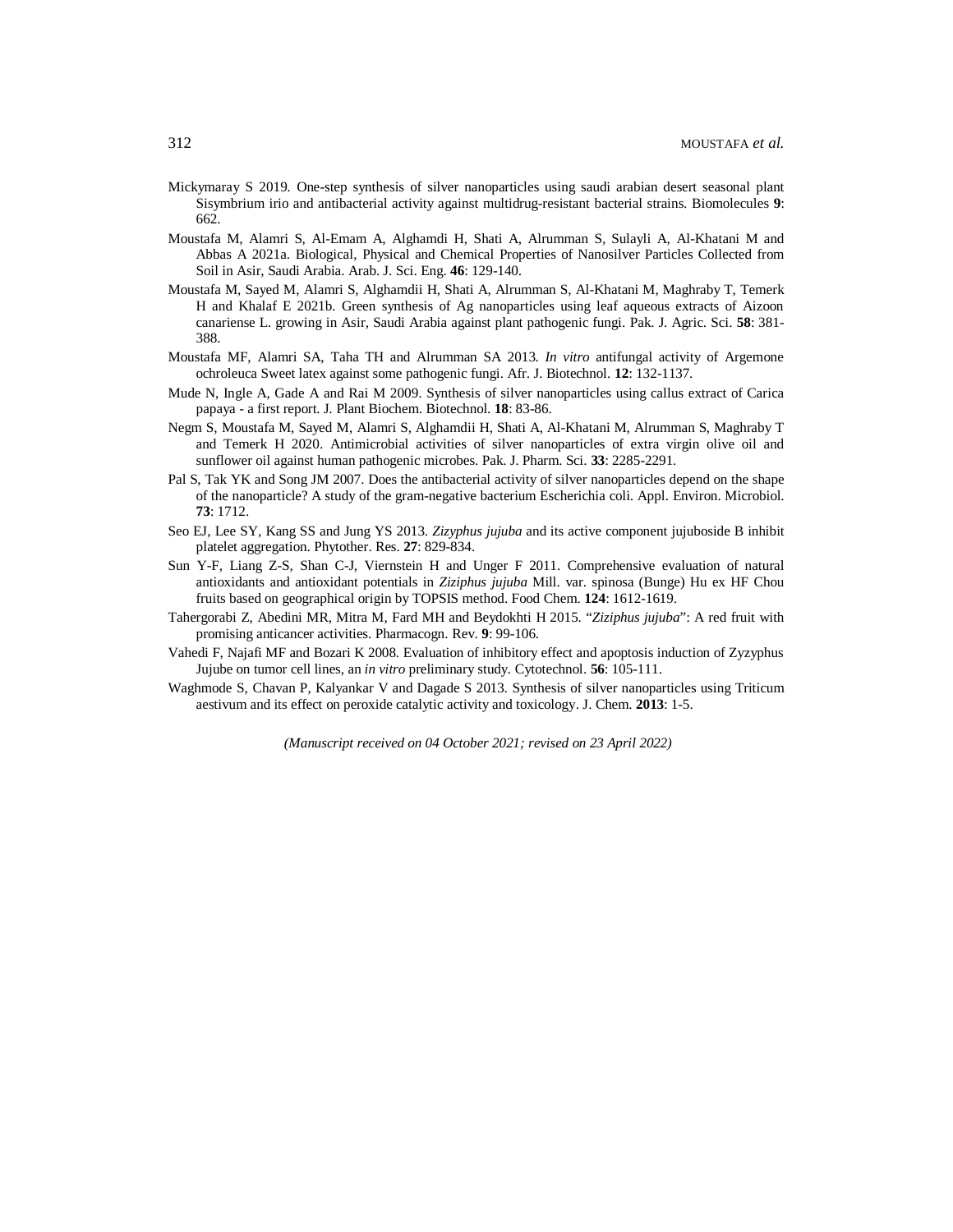Mickymaray S 2019. One-step synthesis of silver nanoparticles using saudi arabian desert seasonal plant Sisymbrium irio and antibacterial activity against multidrug-resistant bacterial strains. Biomolecules **9**: 662.

Moustafa M, Alamri S, Al-Emam A, Alghamdi H, Shati A, Alrumman S, Sulayli A, Al-Khatani M and Abbas A 2021a. Biological, Physical and Chemical Properties of Nanosilver Particles Collected from Soil in Asir, Saudi Arabia. Arab. J. Sci. Eng. **46**: 129-140.

Moustafa M, Sayed M, Alamri S, Alghamdii H, Shati A, Alrumman S, Al-Khatani M, Maghraby T, Temerk H and Khalaf E 2021b. Green synthesis of Ag nanoparticles using leaf aqueous extracts of Aizoon canariense L. growing in Asir, Saudi Arabia against plant pathogenic fungi. Pak. J. Agric. Sci. **58**: 381-388.

Moustafa MF, Alamri SA, Taha TH and Alrumman SA 2013. *In vitro* antifungal activity of Argemone ochroleuca Sweet latex against some pathogenic fungi. Afr. J. Biotechnol. **12**: 132-1137.

Mude N, Ingle A, Gade A and Rai M 2009. Synthesis of silver nanoparticles using callus extract of Carica papaya - a first report. J. Plant Biochem. Biotechnol. **18**: 83-86.

Negm S, Moustafa M, Sayed M, Alamri S, Alghamdii H, Shati A, Al-Khatani M, Alrumman S, Maghraby T and Temerk H 2020. Antimicrobial activities of silver nanoparticles of extra virgin olive oil and sunflower oil against human pathogenic microbes. Pak. J. Pharm. Sci. **33**: 2285-2291.

Pal S, Tak YK and Song JM 2007. Does the antibacterial activity of silver nanoparticles depend on the shape of the nanoparticle? A study of the gram-negative bacterium Escherichia coli. Appl. Environ. Microbiol. **73**: 1712.

Seo EJ, Lee SY, Kang SS and Jung YS 2013. *Zizyphus jujuba* and its active component jujuboside B inhibit platelet aggregation. Phytother. Res. **27**: 829-834.

Sun Y-F, Liang Z-S, Shan C-J, Viernstein H and Unger F 2011. Comprehensive evaluation of natural antioxidants and antioxidant potentials in *Ziziphus jujuba* Mill. var. spinosa (Bunge) Hu ex HF Chou fruits based on geographical origin by TOPSIS method. Food Chem. **124**: 1612-1619.

Tahergorabi Z, Abedini MR, Mitra M, Fard MH and Beydokhti H 2015. "*Ziziphus jujuba*": A red fruit with promising anticancer activities. Pharmacogn. Rev. **9**: 99-106.

Vahedi F, Najafi MF and Bozari K 2008. Evaluation of inhibitory effect and apoptosis induction of Zyzyphus Jujube on tumor cell lines, an *in vitro* preliminary study. Cytotechnol. **56**: 105-111.

Waghmode S, Chavan P, Kalyankar V and Dagade S 2013. Synthesis of silver nanoparticles using Triticum aestivum and its effect on peroxide catalytic activity and toxicology. J. Chem. **2013**: 1-5.

*(Manuscript received on 04 October 2021; revised on 23 April 2022)*